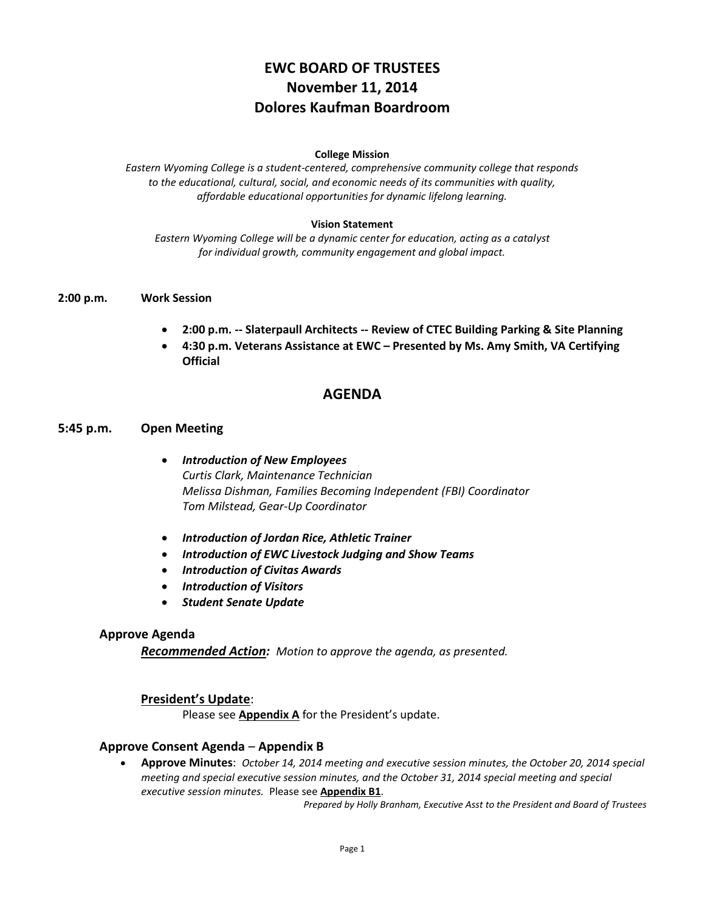# EWC BOARD OF TRUSTEES
# November 11, 2014
# Dolores Kaufman Boardroom

**College Mission**

*Eastern Wyoming College is a student-centered, comprehensive community college that responds to the educational, cultural, social, and economic needs of its communities with quality, affordable educational opportunities for dynamic lifelong learning.*

**Vision Statement**

*Eastern Wyoming College will be a dynamic center for education, acting as a catalyst for individual growth, community engagement and global impact.*

**2:00 p.m. Work Session**

- **2:00 p.m. -- Slaterpaull Architects -- Review of CTEC Building Parking & Site Planning**
- **4:30 p.m. Veterans Assistance at EWC – Presented by Ms. Amy Smith, VA Certifying Official**

## AGENDA

### 5:45 p.m. Open Meeting

- ***Introduction of New Employees***
  *Curtis Clark, Maintenance Technician*
  *Melissa Dishman, Families Becoming Independent (FBI) Coordinator*
  *Tom Milstead, Gear-Up Coordinator*

- ***Introduction of Jordan Rice, Athletic Trainer***
- ***Introduction of EWC Livestock Judging and Show Teams***
- ***Introduction of Civitas Awards***
- ***Introduction of Visitors***
- ***Student Senate Update***

### Approve Agenda

***Recommended Action:*** *Motion to approve the agenda, as presented.*

**President's Update**:

Please see **Appendix A** for the President's update.

### Approve Consent Agenda – Appendix B

- **Approve Minutes**: *October 14, 2014 meeting and executive session minutes, the October 20, 2014 special meeting and special executive session minutes, and the October 31, 2014 special meeting and special executive session minutes.* Please see **Appendix B1**.

*Prepared by Holly Branham, Executive Asst to the President and Board of Trustees*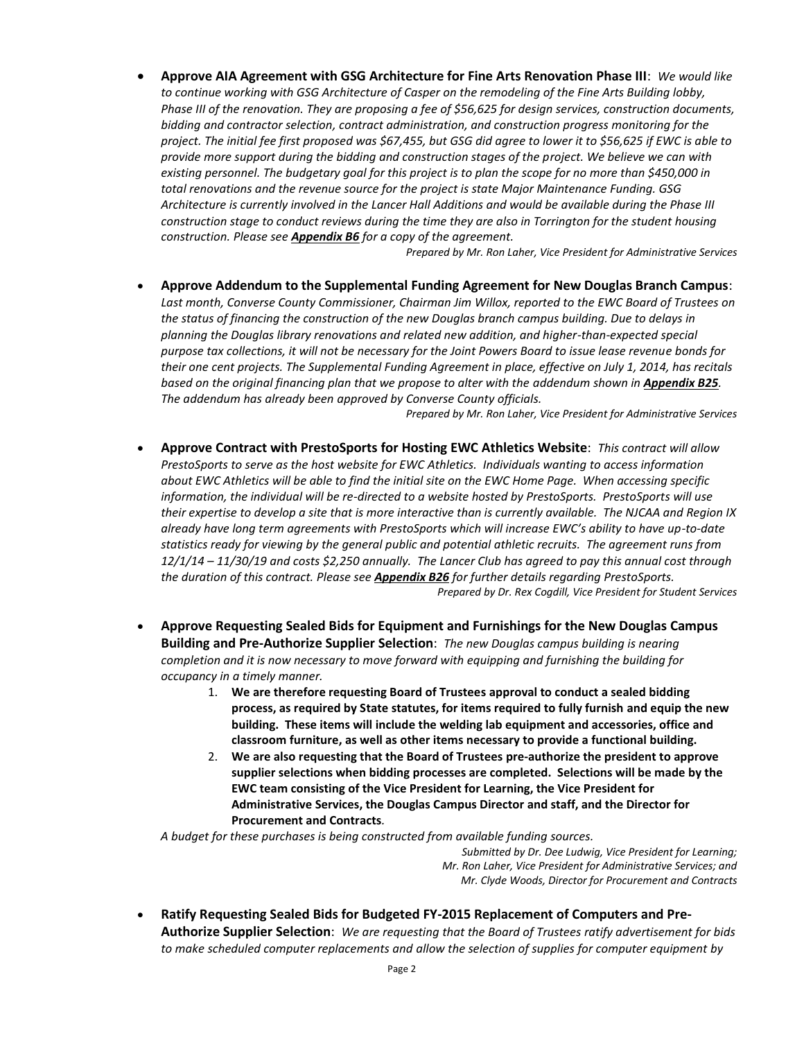- **Approve AIA Agreement with GSG Architecture for Fine Arts Renovation Phase III**: *We would like to continue working with GSG Architecture of Casper on the remodeling of the Fine Arts Building lobby, Phase III of the renovation. They are proposing a fee of $56,625 for design services, construction documents, bidding and contractor selection, contract administration, and construction progress monitoring for the project. The initial fee first proposed was $67,455, but GSG did agree to lower it to $56,625 if EWC is able to provide more support during the bidding and construction stages of the project. We believe we can with existing personnel. The budgetary goal for this project is to plan the scope for no more than $450,000 in total renovations and the revenue source for the project is state Major Maintenance Funding. GSG Architecture is currently involved in the Lancer Hall Additions and would be available during the Phase III construction stage to conduct reviews during the time they are also in Torrington for the student housing construction. Please see* ***Appendix B6*** *for a copy of the agreement.*

  *Prepared by Mr. Ron Laher, Vice President for Administrative Services*

- **Approve Addendum to the Supplemental Funding Agreement for New Douglas Branch Campus**: *Last month, Converse County Commissioner, Chairman Jim Willox, reported to the EWC Board of Trustees on the status of financing the construction of the new Douglas branch campus building. Due to delays in planning the Douglas library renovations and related new addition, and higher-than-expected special purpose tax collections, it will not be necessary for the Joint Powers Board to issue lease revenue bonds for their one cent projects. The Supplemental Funding Agreement in place, effective on July 1, 2014, has recitals based on the original financing plan that we propose to alter with the addendum shown in* ***Appendix B25****. The addendum has already been approved by Converse County officials.*

  *Prepared by Mr. Ron Laher, Vice President for Administrative Services*

- **Approve Contract with PrestoSports for Hosting EWC Athletics Website**: *This contract will allow PrestoSports to serve as the host website for EWC Athletics. Individuals wanting to access information about EWC Athletics will be able to find the initial site on the EWC Home Page. When accessing specific information, the individual will be re-directed to a website hosted by PrestoSports. PrestoSports will use their expertise to develop a site that is more interactive than is currently available. The NJCAA and Region IX already have long term agreements with PrestoSports which will increase EWC's ability to have up-to-date statistics ready for viewing by the general public and potential athletic recruits. The agreement runs from 12/1/14 – 11/30/19 and costs $2,250 annually. The Lancer Club has agreed to pay this annual cost through the duration of this contract. Please see* ***Appendix B26*** *for further details regarding PrestoSports.*

  *Prepared by Dr. Rex Cogdill, Vice President for Student Services*

- **Approve Requesting Sealed Bids for Equipment and Furnishings for the New Douglas Campus Building and Pre-Authorize Supplier Selection**: *The new Douglas campus building is nearing completion and it is now necessary to move forward with equipping and furnishing the building for occupancy in a timely manner.*
  1. **We are therefore requesting Board of Trustees approval to conduct a sealed bidding process, as required by State statutes, for items required to fully furnish and equip the new building. These items will include the welding lab equipment and accessories, office and classroom furniture, as well as other items necessary to provide a functional building.**
  2. **We are also requesting that the Board of Trustees pre-authorize the president to approve supplier selections when bidding processes are completed. Selections will be made by the EWC team consisting of the Vice President for Learning, the Vice President for Administrative Services, the Douglas Campus Director and staff, and the Director for Procurement and Contracts**.

  *A budget for these purchases is being constructed from available funding sources.*

  *Submitted by Dr. Dee Ludwig, Vice President for Learning;*
  *Mr. Ron Laher, Vice President for Administrative Services; and*
  *Mr. Clyde Woods, Director for Procurement and Contracts*

- **Ratify Requesting Sealed Bids for Budgeted FY-2015 Replacement of Computers and Pre-Authorize Supplier Selection**: *We are requesting that the Board of Trustees ratify advertisement for bids to make scheduled computer replacements and allow the selection of supplies for computer equipment by*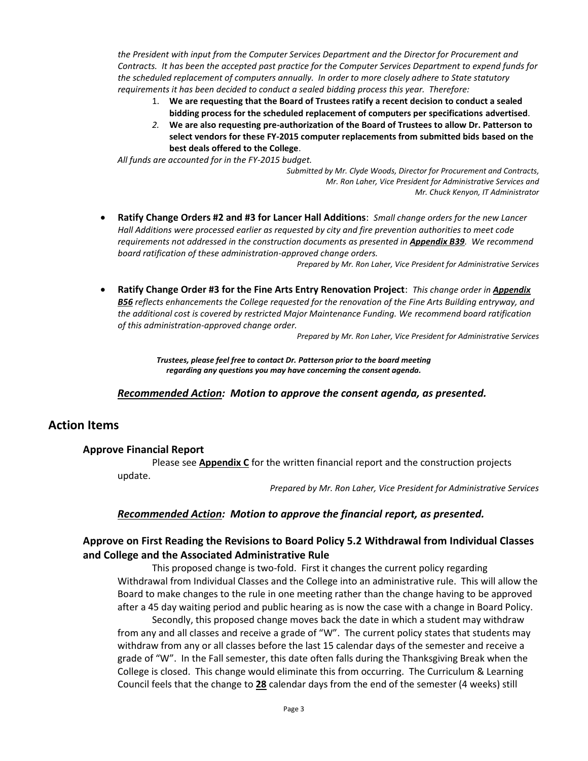*the President with input from the Computer Services Department and the Director for Procurement and Contracts. It has been the accepted past practice for the Computer Services Department to expend funds for the scheduled replacement of computers annually. In order to more closely adhere to State statutory requirements it has been decided to conduct a sealed bidding process this year. Therefore:*

1. **We are requesting that the Board of Trustees ratify a recent decision to conduct a sealed bidding process for the scheduled replacement of computers per specifications advertised**.
2. **We are also requesting pre-authorization of the Board of Trustees to allow Dr. Patterson to select vendors for these FY-2015 computer replacements from submitted bids based on the best deals offered to the College**.

*All funds are accounted for in the FY-2015 budget.*

*Submitted by Mr. Clyde Woods, Director for Procurement and Contracts,*
*Mr. Ron Laher, Vice President for Administrative Services and*
*Mr. Chuck Kenyon, IT Administrator*

- **Ratify Change Orders #2 and #3 for Lancer Hall Additions**: *Small change orders for the new Lancer Hall Additions were processed earlier as requested by city and fire prevention authorities to meet code requirements not addressed in the construction documents as presented in* ***Appendix B39****. We recommend board ratification of these administration-approved change orders.*

  *Prepared by Mr. Ron Laher, Vice President for Administrative Services*

- **Ratify Change Order #3 for the Fine Arts Entry Renovation Project**: *This change order in* ***Appendix B56*** *reflects enhancements the College requested for the renovation of the Fine Arts Building entryway, and the additional cost is covered by restricted Major Maintenance Funding. We recommend board ratification of this administration-approved change order.*

  *Prepared by Mr. Ron Laher, Vice President for Administrative Services*

***Trustees, please feel free to contact Dr. Patterson prior to the board meeting regarding any questions you may have concerning the consent agenda.***

***Recommended Action: Motion to approve the consent agenda, as presented.***

# Action Items

## Approve Financial Report

Please see **Appendix C** for the written financial report and the construction projects update.

*Prepared by Mr. Ron Laher, Vice President for Administrative Services*

***Recommended Action: Motion to approve the financial report, as presented.***

## Approve on First Reading the Revisions to Board Policy 5.2 Withdrawal from Individual Classes and College and the Associated Administrative Rule

This proposed change is two-fold. First it changes the current policy regarding Withdrawal from Individual Classes and the College into an administrative rule. This will allow the Board to make changes to the rule in one meeting rather than the change having to be approved after a 45 day waiting period and public hearing as is now the case with a change in Board Policy.

Secondly, this proposed change moves back the date in which a student may withdraw from any and all classes and receive a grade of "W". The current policy states that students may withdraw from any or all classes before the last 15 calendar days of the semester and receive a grade of "W". In the Fall semester, this date often falls during the Thanksgiving Break when the College is closed. This change would eliminate this from occurring. The Curriculum & Learning Council feels that the change to **28** calendar days from the end of the semester (4 weeks) still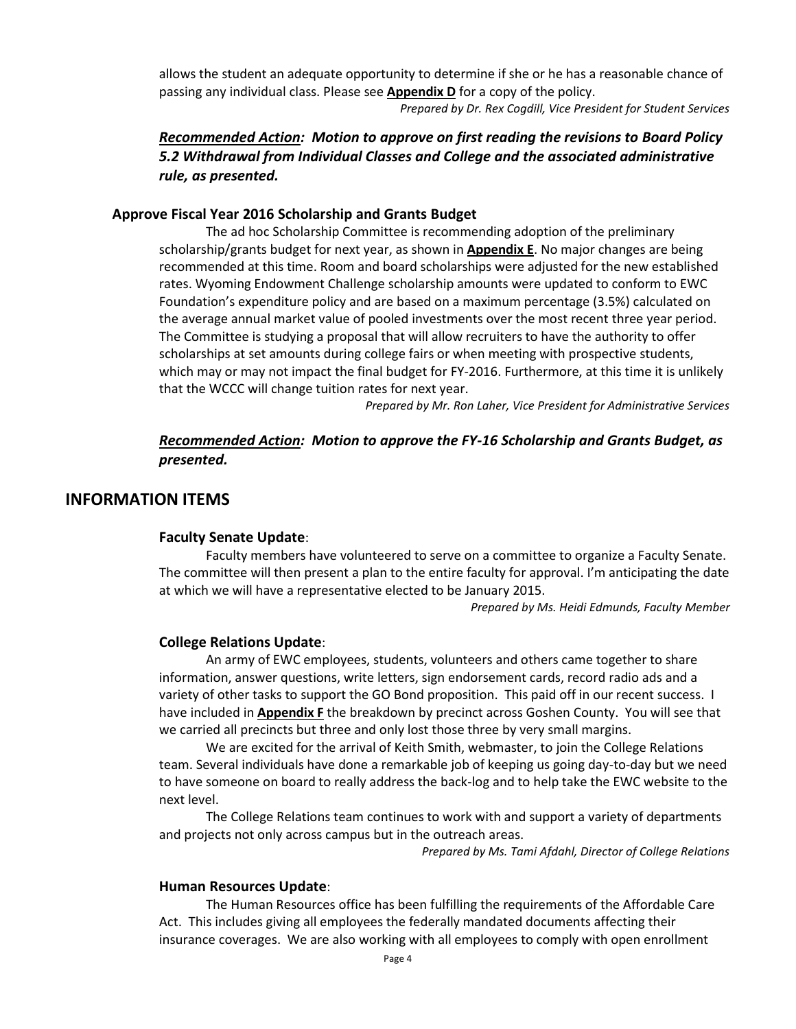allows the student an adequate opportunity to determine if she or he has a reasonable chance of passing any individual class. Please see **Appendix D** for a copy of the policy.

*Prepared by Dr. Rex Cogdill, Vice President for Student Services*

***Recommended Action:* Motion to approve on first reading the revisions to Board Policy 5.2 Withdrawal from Individual Classes and College and the associated administrative rule, as presented.**

### Approve Fiscal Year 2016 Scholarship and Grants Budget

The ad hoc Scholarship Committee is recommending adoption of the preliminary scholarship/grants budget for next year, as shown in **Appendix E**. No major changes are being recommended at this time. Room and board scholarships were adjusted for the new established rates. Wyoming Endowment Challenge scholarship amounts were updated to conform to EWC Foundation's expenditure policy and are based on a maximum percentage (3.5%) calculated on the average annual market value of pooled investments over the most recent three year period. The Committee is studying a proposal that will allow recruiters to have the authority to offer scholarships at set amounts during college fairs or when meeting with prospective students, which may or may not impact the final budget for FY-2016. Furthermore, at this time it is unlikely that the WCCC will change tuition rates for next year.

*Prepared by Mr. Ron Laher, Vice President for Administrative Services*

***Recommended Action:* Motion to approve the FY-16 Scholarship and Grants Budget, as presented.**

## INFORMATION ITEMS

### Faculty Senate Update:

Faculty members have volunteered to serve on a committee to organize a Faculty Senate. The committee will then present a plan to the entire faculty for approval. I'm anticipating the date at which we will have a representative elected to be January 2015.

*Prepared by Ms. Heidi Edmunds, Faculty Member*

### College Relations Update:

An army of EWC employees, students, volunteers and others came together to share information, answer questions, write letters, sign endorsement cards, record radio ads and a variety of other tasks to support the GO Bond proposition. This paid off in our recent success. I have included in **Appendix F** the breakdown by precinct across Goshen County. You will see that we carried all precincts but three and only lost those three by very small margins.

We are excited for the arrival of Keith Smith, webmaster, to join the College Relations team. Several individuals have done a remarkable job of keeping us going day-to-day but we need to have someone on board to really address the back-log and to help take the EWC website to the next level.

The College Relations team continues to work with and support a variety of departments and projects not only across campus but in the outreach areas.

*Prepared by Ms. Tami Afdahl, Director of College Relations*

### Human Resources Update:

The Human Resources office has been fulfilling the requirements of the Affordable Care Act. This includes giving all employees the federally mandated documents affecting their insurance coverages. We are also working with all employees to comply with open enrollment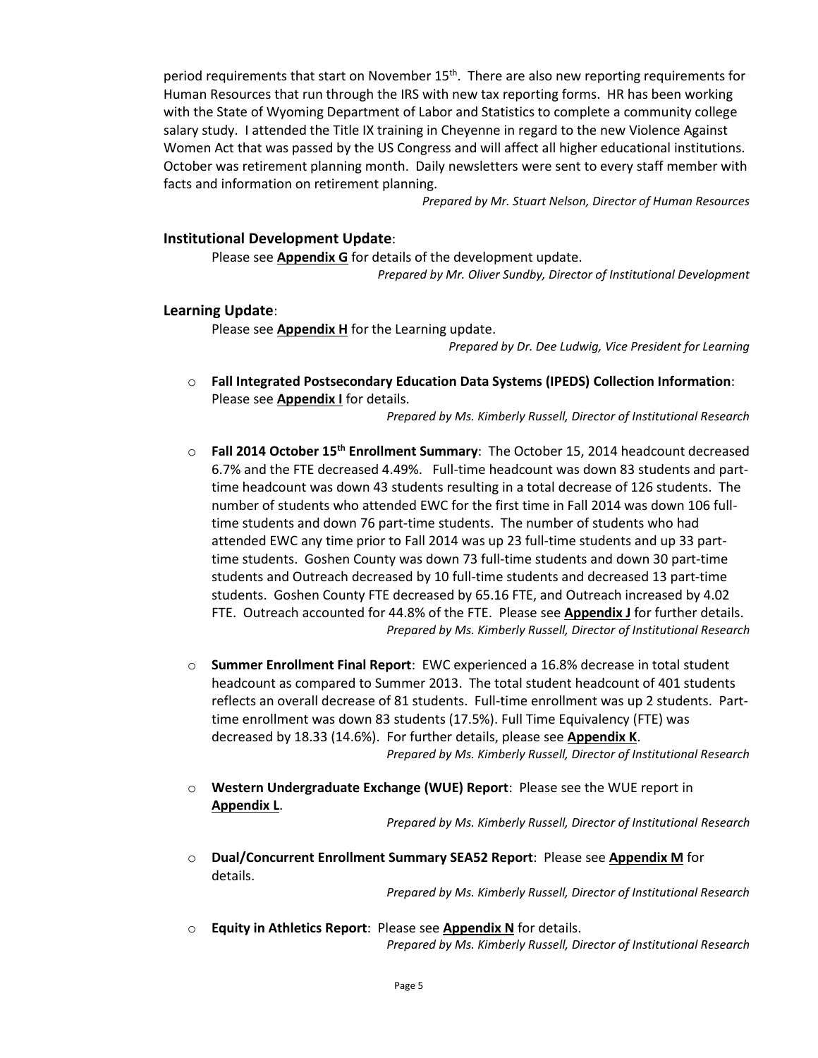period requirements that start on November 15th. There are also new reporting requirements for Human Resources that run through the IRS with new tax reporting forms. HR has been working with the State of Wyoming Department of Labor and Statistics to complete a community college salary study. I attended the Title IX training in Cheyenne in regard to the new Violence Against Women Act that was passed by the US Congress and will affect all higher educational institutions. October was retirement planning month. Daily newsletters were sent to every staff member with facts and information on retirement planning.

*Prepared by Mr. Stuart Nelson, Director of Human Resources*

### **Institutional Development Update**:

Please see **Appendix G** for details of the development update.

*Prepared by Mr. Oliver Sundby, Director of Institutional Development*

### **Learning Update**:

Please see **Appendix H** for the Learning update.

*Prepared by Dr. Dee Ludwig, Vice President for Learning*

- **Fall Integrated Postsecondary Education Data Systems (IPEDS) Collection Information**: Please see **Appendix I** for details.

  *Prepared by Ms. Kimberly Russell, Director of Institutional Research*

- **Fall 2014 October 15th Enrollment Summary**: The October 15, 2014 headcount decreased 6.7% and the FTE decreased 4.49%. Full-time headcount was down 83 students and part-time headcount was down 43 students resulting in a total decrease of 126 students. The number of students who attended EWC for the first time in Fall 2014 was down 106 full-time students and down 76 part-time students. The number of students who had attended EWC any time prior to Fall 2014 was up 23 full-time students and up 33 part-time students. Goshen County was down 73 full-time students and down 30 part-time students and Outreach decreased by 10 full-time students and decreased 13 part-time students. Goshen County FTE decreased by 65.16 FTE, and Outreach increased by 4.02 FTE. Outreach accounted for 44.8% of the FTE. Please see **Appendix J** for further details.

  *Prepared by Ms. Kimberly Russell, Director of Institutional Research*

- **Summer Enrollment Final Report**: EWC experienced a 16.8% decrease in total student headcount as compared to Summer 2013. The total student headcount of 401 students reflects an overall decrease of 81 students. Full-time enrollment was up 2 students. Part-time enrollment was down 83 students (17.5%). Full Time Equivalency (FTE) was decreased by 18.33 (14.6%). For further details, please see **Appendix K**.

  *Prepared by Ms. Kimberly Russell, Director of Institutional Research*

- **Western Undergraduate Exchange (WUE) Report**: Please see the WUE report in **Appendix L**.

  *Prepared by Ms. Kimberly Russell, Director of Institutional Research*

- **Dual/Concurrent Enrollment Summary SEA52 Report**: Please see **Appendix M** for details.

  *Prepared by Ms. Kimberly Russell, Director of Institutional Research*

- **Equity in Athletics Report**: Please see **Appendix N** for details.

  *Prepared by Ms. Kimberly Russell, Director of Institutional Research*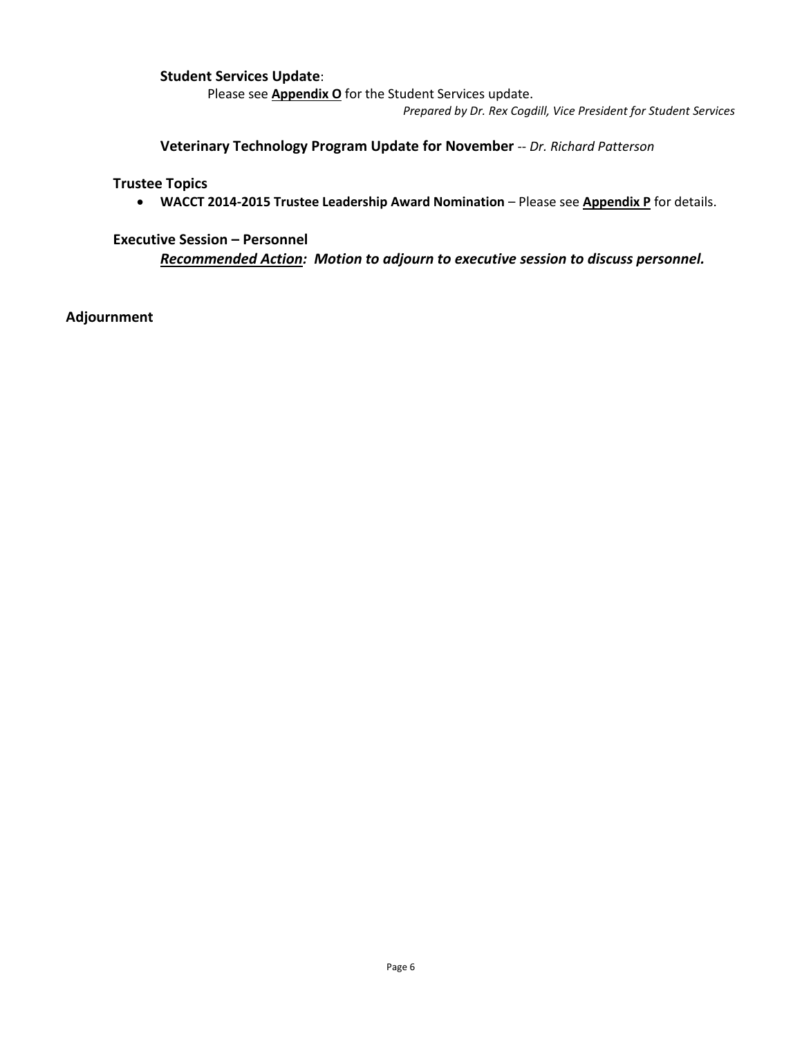**Student Services Update**:

Please see **Appendix O** for the Student Services update.

*Prepared by Dr. Rex Cogdill, Vice President for Student Services*

**Veterinary Technology Program Update for November** -- *Dr. Richard Patterson*

**Trustee Topics**

- **WACCT 2014-2015 Trustee Leadership Award Nomination** – Please see **Appendix P** for details.

**Executive Session – Personnel**

***Recommended Action*: *Motion to adjourn to executive session to discuss personnel.***

**Adjournment**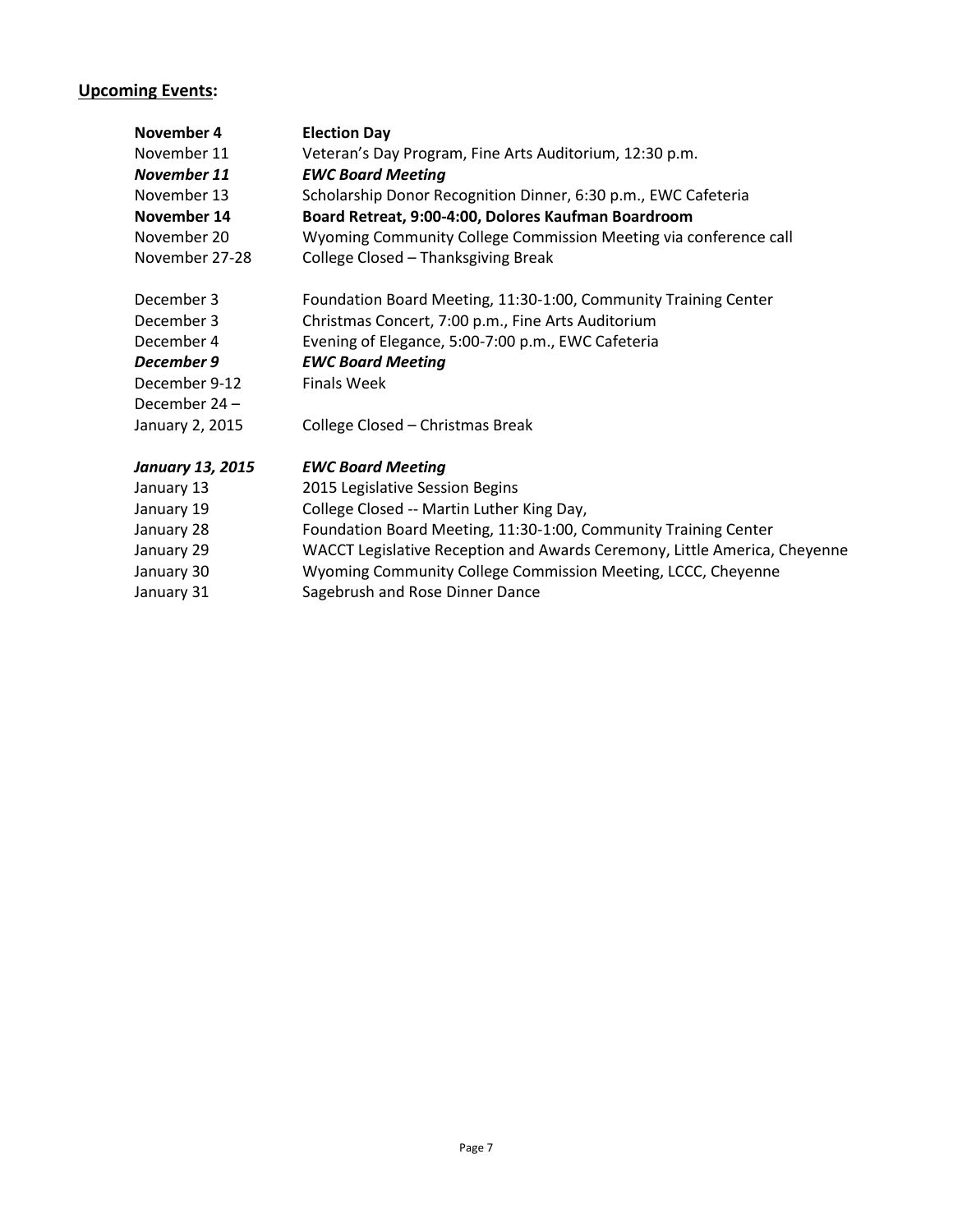**<u>Upcoming Events</u>:**

| | |
|---|---|
| **November 4** | **Election Day** |
| November 11 | Veteran's Day Program, Fine Arts Auditorium, 12:30 p.m. |
| ***November 11*** | ***EWC Board Meeting*** |
| November 13 | Scholarship Donor Recognition Dinner, 6:30 p.m., EWC Cafeteria |
| **November 14** | **Board Retreat, 9:00-4:00, Dolores Kaufman Boardroom** |
| November 20 | Wyoming Community College Commission Meeting via conference call |
| November 27-28 | College Closed – Thanksgiving Break |
| | |
| December 3 | Foundation Board Meeting, 11:30-1:00, Community Training Center |
| December 3 | Christmas Concert, 7:00 p.m., Fine Arts Auditorium |
| December 4 | Evening of Elegance, 5:00-7:00 p.m., EWC Cafeteria |
| ***December 9*** | ***EWC Board Meeting*** |
| December 9-12 | Finals Week |
| December 24 – January 2, 2015 | College Closed – Christmas Break |
| | |
| ***January 13, 2015*** | ***EWC Board Meeting*** |
| January 13 | 2015 Legislative Session Begins |
| January 19 | College Closed -- Martin Luther King Day, |
| January 28 | Foundation Board Meeting, 11:30-1:00, Community Training Center |
| January 29 | WACCT Legislative Reception and Awards Ceremony, Little America, Cheyenne |
| January 30 | Wyoming Community College Commission Meeting, LCCC, Cheyenne |
| January 31 | Sagebrush and Rose Dinner Dance |